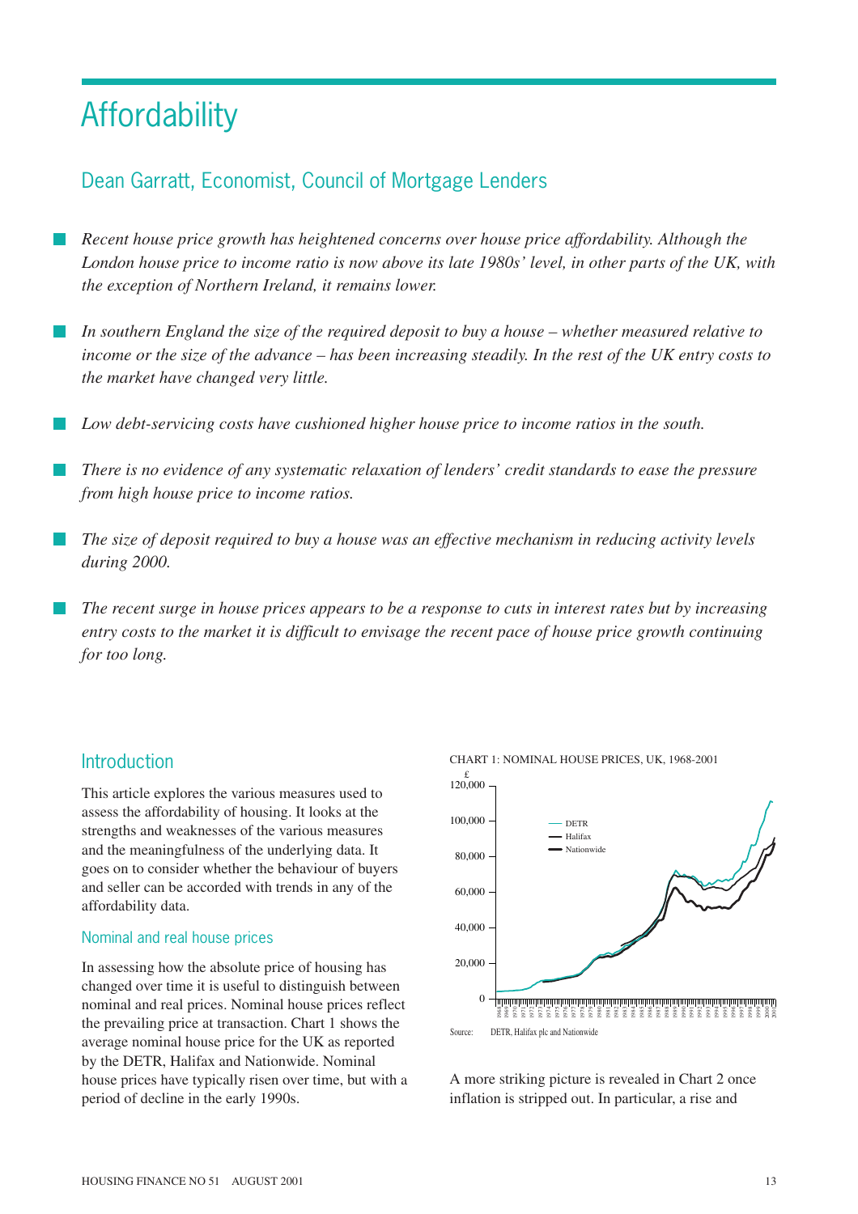# Affordability

## Dean Garratt, Economist, Council of Mortgage Lenders

- *Recent house price growth has heightened concerns over house price affordability. Although the London house price to income ratio is now above its late 1980s' level, in other parts of the UK, with the exception of Northern Ireland, it remains lower.*
- *In southern England the size of the required deposit to buy a house – whether measured relative to income or the size of the advance – has been increasing steadily. In the rest of the UK entry costs to the market have changed very little.*
- *Low debt-servicing costs have cushioned higher house price to income ratios in the south.*
- *There is no evidence of any systematic relaxation of lenders' credit standards to ease the pressure from high house price to income ratios.*
- *The size of deposit required to buy a house was an effective mechanism in reducing activity levels during 2000.*
- *The recent surge in house prices appears to be a response to cuts in interest rates but by increasing entry costs to the market it is difficult to envisage the recent pace of house price growth continuing for too long.*

## Introduction

This article explores the various measures used to assess the affordability of housing. It looks at the strengths and weaknesses of the various measures and the meaningfulness of the underlying data. It goes on to consider whether the behaviour of buyers and seller can be accorded with trends in any of the affordability data.

### Nominal and real house prices

In assessing how the absolute price of housing has changed over time it is useful to distinguish between nominal and real prices. Nominal house prices reflect the prevailing price at transaction. Chart 1 shows the average nominal house price for the UK as reported by the DETR, Halifax and Nationwide. Nominal house prices have typically risen over time, but with a period of decline in the early 1990s.

CHART 1: NOMINAL HOUSE PRICES, UK, 1968-2001

Source: DETR, Halifax plc and Nationwide

A more striking picture is revealed in Chart 2 once inflation is stripped out. In particular, a rise and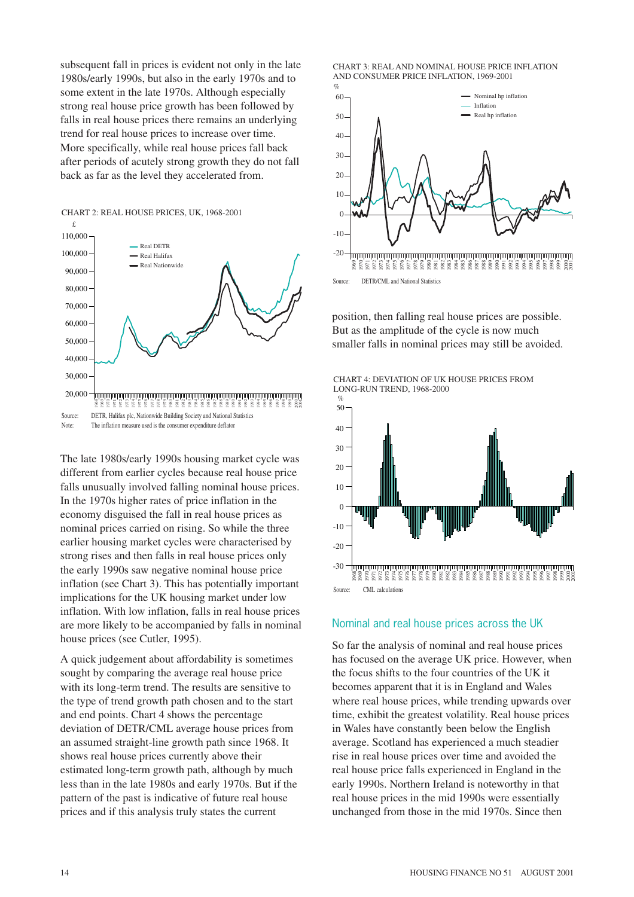subsequent fall in prices is evident not only in the late 1980s/early 1990s, but also in the early 1970s and to some extent in the late 1970s. Although especially strong real house price growth has been followed by falls in real house prices there remains an underlying trend for real house prices to increase over time. More specifically, while real house prices fall back after periods of acutely strong growth they do not fall back as far as the level they accelerated from.

CHART 2: REAL HOUSE PRICES, UK, 1968-2001

Source: DETR, Halifax plc, Nationwide Building Society and National Statistics

Note: The inflation measure used is the consumer expenditure deflator

The late 1980s/early 1990s housing market cycle was different from earlier cycles because real house price falls unusually involved falling nominal house prices. In the 1970s higher rates of price inflation in the economy disguised the fall in real house prices as nominal prices carried on rising. So while the three earlier housing market cycles were characterised by strong rises and then falls in real house prices only the early 1990s saw negative nominal house price inflation (see Chart 3). This has potentially important implications for the UK housing market under low inflation. With low inflation, falls in real house prices are more likely to be accompanied by falls in nominal house prices (see Cutler, 1995).

A quick judgement about affordability is sometimes sought by comparing the average real house price with its long-term trend. The results are sensitive to the type of trend growth path chosen and to the start and end points. Chart 4 shows the percentage deviation of DETR/CML average house prices from an assumed straight-line growth path since 1968. It shows real house prices currently above their estimated long-term growth path, although by much less than in the late 1980s and early 1970s. But if the pattern of the past is indicative of future real house prices and if this analysis truly states the current position, then falling real house prices are possible. But as the amplitude of the cycle is now much smaller falls in nominal prices may still be avoided.

CHART 3: REAL AND NOMINAL HOUSE PRICE INFLATION AND CONSUMER PRICE INFLATION, 1969-2001

Source: DETR/CML and National Statistics

CHART 4: DEVIATION OF UK HOUSE PRICES FROM LONG-RUN TREND, 1968-2000

Source: CML calculations

## Nominal and real house prices across the UK

So far the analysis of nominal and real house prices has focused on the average UK price. However, when the focus shifts to the four countries of the UK it becomes apparent that it is in England and Wales where real house prices, while trending upwards over time, exhibit the greatest volatility. Real house prices in Wales have constantly been below the English average. Scotland has experienced a much steadier rise in real house prices over time and avoided the real house price falls experienced in England in the early 1990s. Northern Ireland is noteworthy in that real house prices in the mid 1990s were essentially unchanged from those in the mid 1970s. Since then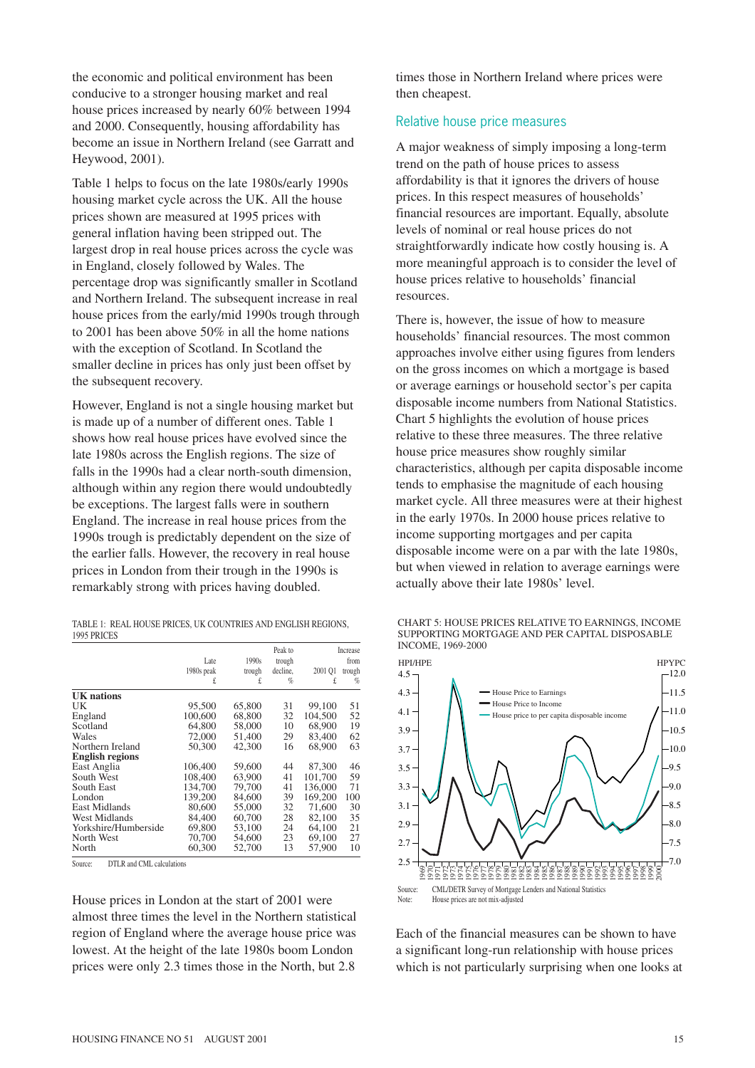the economic and political environment has been conducive to a stronger housing market and real house prices increased by nearly 60% between 1994 and 2000. Consequently, housing affordability has become an issue in Northern Ireland (see Garratt and Heywood, 2001).

Table 1 helps to focus on the late 1980s/early 1990s housing market cycle across the UK. All the house prices shown are measured at 1995 prices with general inflation having been stripped out. The largest drop in real house prices across the cycle was in England, closely followed by Wales. The percentage drop was significantly smaller in Scotland and Northern Ireland. The subsequent increase in real house prices from the early/mid 1990s trough through to 2001 has been above 50% in all the home nations with the exception of Scotland. In Scotland the smaller decline in prices has only just been offset by the subsequent recovery.

However, England is not a single housing market but is made up of a number of different ones. Table 1 shows how real house prices have evolved since the late 1980s across the English regions. The size of falls in the 1990s had a clear north-south dimension, although within any region there would undoubtedly be exceptions. The largest falls were in southern England. The increase in real house prices from the 1990s trough is predictably dependent on the size of the earlier falls. However, the recovery in real house prices in London from their trough in the 1990s is remarkably strong with prices having doubled.

TABLE 1: REAL HOUSE PRICES, UK COUNTRIES AND ENGLISH REGIONS, 1995 PRICES

| | Late 1980s peak £ | 1990s trough £ | Peak to trough decline, % | 2001 Q1 £ | Increase from trough % |
|---|---|---|---|---|---|
| **UK nations** | | | | | |
| UK | 95,500 | 65,800 | 31 | 99,100 | 51 |
| England | 100,600 | 68,800 | 32 | 104,500 | 52 |
| Scotland | 64,800 | 58,000 | 10 | 68,900 | 19 |
| Wales | 72,000 | 51,400 | 29 | 83,400 | 62 |
| Northern Ireland | 50,300 | 42,300 | 16 | 68,900 | 63 |
| **English regions** | | | | | |
| East Anglia | 106,400 | 59,600 | 44 | 87,300 | 46 |
| South West | 108,400 | 63,900 | 41 | 101,700 | 59 |
| South East | 134,700 | 79,700 | 41 | 136,000 | 71 |
| London | 139,200 | 84,600 | 39 | 169,200 | 100 |
| East Midlands | 80,600 | 55,000 | 32 | 71,600 | 30 |
| West Midlands | 84,400 | 60,700 | 28 | 82,100 | 35 |
| Yorkshire/Humberside | 69,800 | 53,100 | 24 | 64,100 | 21 |
| North West | 70,700 | 54,600 | 23 | 69,100 | 27 |
| North | 60,300 | 52,700 | 13 | 57,900 | 10 |

Source: DTLR and CML calculations

House prices in London at the start of 2001 were almost three times the level in the Northern statistical region of England where the average house price was lowest. At the height of the late 1980s boom London prices were only 2.3 times those in the North, but 2.8 times those in Northern Ireland where prices were then cheapest.

## Relative house price measures

A major weakness of simply imposing a long-term trend on the path of house prices to assess affordability is that it ignores the drivers of house prices. In this respect measures of households' financial resources are important. Equally, absolute levels of nominal or real house prices do not straightforwardly indicate how costly housing is. A more meaningful approach is to consider the level of house prices relative to households' financial resources.

There is, however, the issue of how to measure households' financial resources. The most common approaches involve either using figures from lenders on the gross incomes on which a mortgage is based or average earnings or household sector's per capita disposable income numbers from National Statistics. Chart 5 highlights the evolution of house prices relative to these three measures. The three relative house price measures show roughly similar characteristics, although per capita disposable income tends to emphasise the magnitude of each housing market cycle. All three measures were at their highest in the early 1970s. In 2000 house prices relative to income supporting mortgages and per capita disposable income were on a par with the late 1980s, but when viewed in relation to average earnings were actually above their late 1980s' level.

CHART 5: HOUSE PRICES RELATIVE TO EARNINGS, INCOME SUPPORTING MORTGAGE AND PER CAPITAL DISPOSABLE INCOME, 1969-2000

Source: CML/DETR Survey of Mortgage Lenders and National Statistics
Note: House prices are not mix-adjusted

Each of the financial measures can be shown to have a significant long-run relationship with house prices which is not particularly surprising when one looks at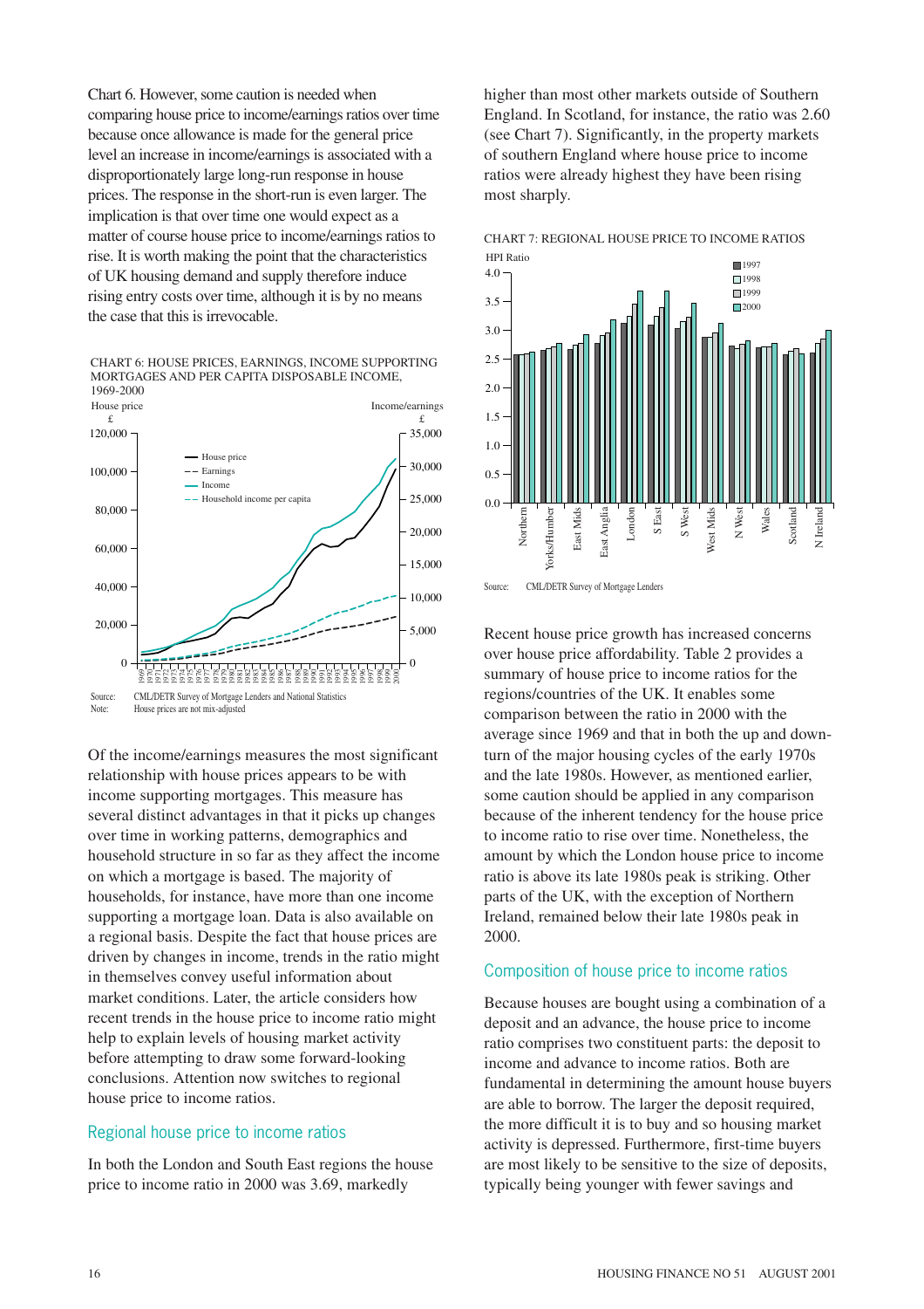Chart 6. However, some caution is needed when comparing house price to income/earnings ratios over time because once allowance is made for the general price level an increase in income/earnings is associated with a disproportionately large long-run response in house prices. The response in the short-run is even larger. The implication is that over time one would expect as a matter of course house price to income/earnings ratios to rise. It is worth making the point that the characteristics of UK housing demand and supply therefore induce rising entry costs over time, although it is by no means the case that this is irrevocable.

CHART 6: HOUSE PRICES, EARNINGS, INCOME SUPPORTING MORTGAGES AND PER CAPITA DISPOSABLE INCOME, 1969-2000

Source: CML/DETR Survey of Mortgage Lenders and National Statistics
Note: House prices are not mix-adjusted

Of the income/earnings measures the most significant relationship with house prices appears to be with income supporting mortgages. This measure has several distinct advantages in that it picks up changes over time in working patterns, demographics and household structure in so far as they affect the income on which a mortgage is based. The majority of households, for instance, have more than one income supporting a mortgage loan. Data is also available on a regional basis. Despite the fact that house prices are driven by changes in income, trends in the ratio might in themselves convey useful information about market conditions. Later, the article considers how recent trends in the house price to income ratio might help to explain levels of housing market activity before attempting to draw some forward-looking conclusions. Attention now switches to regional house price to income ratios.

## Regional house price to income ratios

In both the London and South East regions the house price to income ratio in 2000 was 3.69, markedly higher than most other markets outside of Southern England. In Scotland, for instance, the ratio was 2.60 (see Chart 7). Significantly, in the property markets of southern England where house price to income ratios were already highest they have been rising most sharply.

CHART 7: REGIONAL HOUSE PRICE TO INCOME RATIOS

Source: CML/DETR Survey of Mortgage Lenders

Recent house price growth has increased concerns over house price affordability. Table 2 provides a summary of house price to income ratios for the regions/countries of the UK. It enables some comparison between the ratio in 2000 with the average since 1969 and that in both the up and downturn of the major housing cycles of the early 1970s and the late 1980s. However, as mentioned earlier, some caution should be applied in any comparison because of the inherent tendency for the house price to income ratio to rise over time. Nonetheless, the amount by which the London house price to income ratio is above its late 1980s peak is striking. Other parts of the UK, with the exception of Northern Ireland, remained below their late 1980s peak in 2000.

## Composition of house price to income ratios

Because houses are bought using a combination of a deposit and an advance, the house price to income ratio comprises two constituent parts: the deposit to income and advance to income ratios. Both are fundamental in determining the amount house buyers are able to borrow. The larger the deposit required, the more difficult it is to buy and so housing market activity is depressed. Furthermore, first-time buyers are most likely to be sensitive to the size of deposits, typically being younger with fewer savings and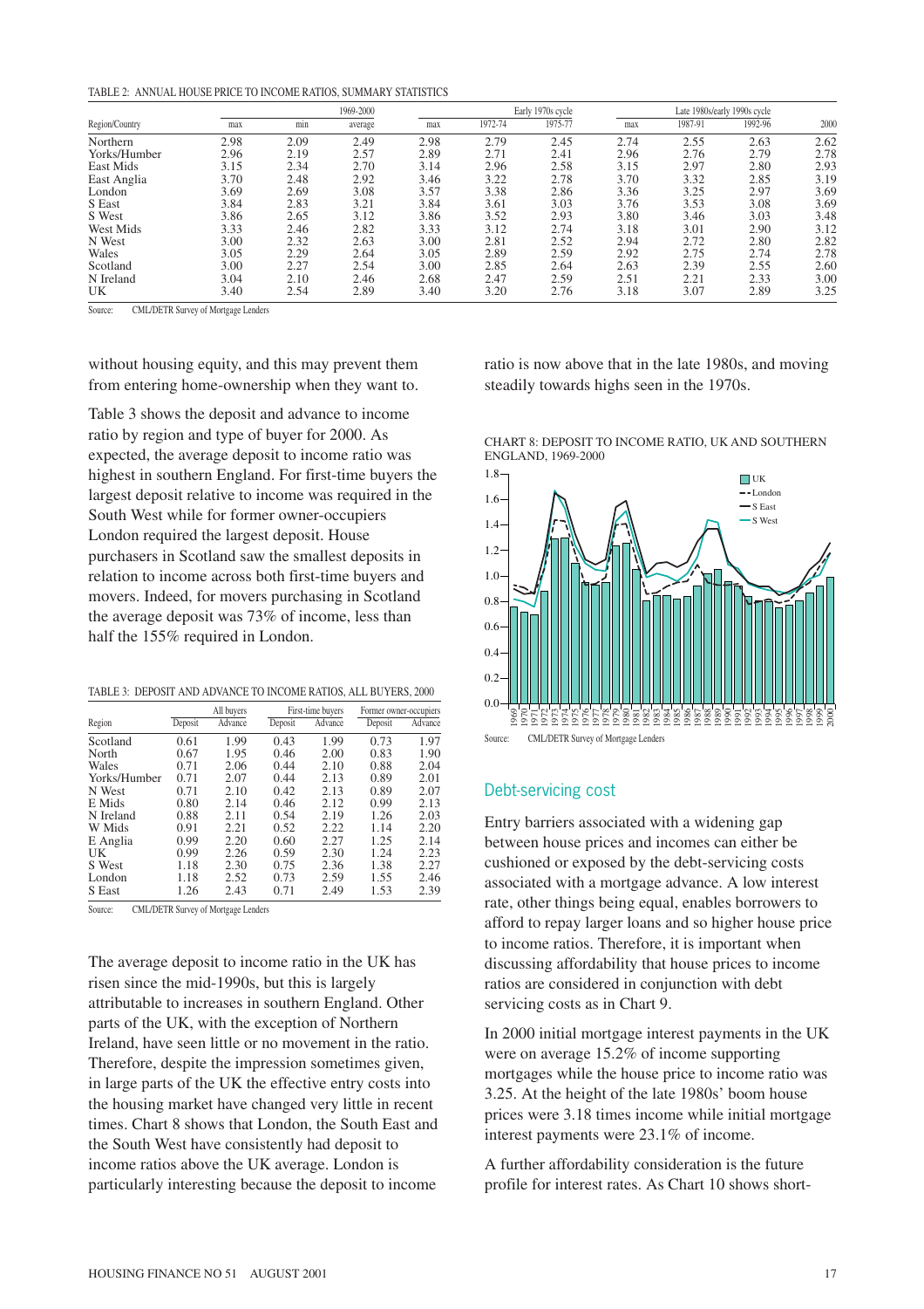TABLE 2: ANNUAL HOUSE PRICE TO INCOME RATIOS, SUMMARY STATISTICS

| Region/Country | 1969-2000 | | | Early 1970s cycle | | | Late 1980s/early 1990s cycle | | | 2000 |
|---|---|---|---|---|---|---|---|---|---|---|
| | max | min | average | max | 1972-74 | 1975-77 | max | 1987-91 | 1992-96 | |
| Northern | 2.98 | 2.09 | 2.49 | 2.98 | 2.79 | 2.45 | 2.74 | 2.55 | 2.63 | 2.62 |
| Yorks/Humber | 2.96 | 2.19 | 2.57 | 2.89 | 2.71 | 2.41 | 2.96 | 2.76 | 2.79 | 2.78 |
| East Mids | 3.15 | 2.34 | 2.70 | 3.14 | 2.96 | 2.58 | 3.15 | 2.97 | 2.80 | 2.93 |
| East Anglia | 3.70 | 2.48 | 2.92 | 3.46 | 3.22 | 2.78 | 3.70 | 3.32 | 2.85 | 3.19 |
| London | 3.69 | 2.69 | 3.08 | 3.57 | 3.38 | 2.86 | 3.36 | 3.25 | 2.97 | 3.69 |
| S East | 3.84 | 2.83 | 3.21 | 3.84 | 3.61 | 3.03 | 3.76 | 3.53 | 3.08 | 3.69 |
| S West | 3.86 | 2.65 | 3.12 | 3.86 | 3.52 | 2.93 | 3.80 | 3.46 | 3.03 | 3.48 |
| West Mids | 3.33 | 2.46 | 2.82 | 3.33 | 3.12 | 2.74 | 3.18 | 3.01 | 2.90 | 3.12 |
| N West | 3.00 | 2.32 | 2.63 | 3.00 | 2.81 | 2.52 | 2.94 | 2.72 | 2.80 | 2.82 |
| Wales | 3.05 | 2.29 | 2.64 | 3.05 | 2.89 | 2.59 | 2.92 | 2.75 | 2.74 | 2.78 |
| Scotland | 3.00 | 2.27 | 2.54 | 3.00 | 2.85 | 2.64 | 2.63 | 2.39 | 2.55 | 2.60 |
| N Ireland | 3.04 | 2.10 | 2.46 | 2.68 | 2.47 | 2.59 | 2.51 | 2.21 | 2.33 | 3.00 |
| UK | 3.40 | 2.54 | 2.89 | 3.40 | 3.20 | 2.76 | 3.18 | 3.07 | 2.89 | 3.25 |

Source: CML/DETR Survey of Mortgage Lenders

without housing equity, and this may prevent them from entering home-ownership when they want to.

Table 3 shows the deposit and advance to income ratio by region and type of buyer for 2000. As expected, the average deposit to income ratio was highest in southern England. For first-time buyers the largest deposit relative to income was required in the South West while for former owner-occupiers London required the largest deposit. House purchasers in Scotland saw the smallest deposits in relation to income across both first-time buyers and movers. Indeed, for movers purchasing in Scotland the average deposit was 73% of income, less than half the 155% required in London.

TABLE 3: DEPOSIT AND ADVANCE TO INCOME RATIOS, ALL BUYERS, 2000

| Region | All buyers | | First-time buyers | | Former owner-occupiers | |
|---|---|---|---|---|---|---|
| | Deposit | Advance | Deposit | Advance | Deposit | Advance |
| Scotland | 0.61 | 1.99 | 0.43 | 1.99 | 0.73 | 1.97 |
| North | 0.67 | 1.95 | 0.46 | 2.00 | 0.83 | 1.90 |
| Wales | 0.71 | 2.06 | 0.44 | 2.10 | 0.88 | 2.04 |
| Yorks/Humber | 0.71 | 2.07 | 0.44 | 2.13 | 0.89 | 2.01 |
| N West | 0.71 | 2.10 | 0.42 | 2.13 | 0.89 | 2.07 |
| E Mids | 0.80 | 2.14 | 0.46 | 2.12 | 0.99 | 2.13 |
| N Ireland | 0.88 | 2.11 | 0.54 | 2.19 | 1.26 | 2.03 |
| W Mids | 0.91 | 2.21 | 0.52 | 2.22 | 1.14 | 2.20 |
| E Anglia | 0.99 | 2.20 | 0.60 | 2.27 | 1.25 | 2.14 |
| UK | 0.99 | 2.26 | 0.59 | 2.30 | 1.24 | 2.23 |
| S West | 1.18 | 2.30 | 0.75 | 2.36 | 1.38 | 2.27 |
| London | 1.18 | 2.52 | 0.73 | 2.59 | 1.55 | 2.46 |
| S East | 1.26 | 2.43 | 0.71 | 2.49 | 1.53 | 2.39 |

Source: CML/DETR Survey of Mortgage Lenders

The average deposit to income ratio in the UK has risen since the mid-1990s, but this is largely attributable to increases in southern England. Other parts of the UK, with the exception of Northern Ireland, have seen little or no movement in the ratio. Therefore, despite the impression sometimes given, in large parts of the UK the effective entry costs into the housing market have changed very little in recent times. Chart 8 shows that London, the South East and the South West have consistently had deposit to income ratios above the UK average. London is particularly interesting because the deposit to income ratio is now above that in the late 1980s, and moving steadily towards highs seen in the 1970s.

CHART 8: DEPOSIT TO INCOME RATIO, UK AND SOUTHERN ENGLAND, 1969-2000

Source: CML/DETR Survey of Mortgage Lenders

## Debt-servicing cost

Entry barriers associated with a widening gap between house prices and incomes can either be cushioned or exposed by the debt-servicing costs associated with a mortgage advance. A low interest rate, other things being equal, enables borrowers to afford to repay larger loans and so higher house price to income ratios. Therefore, it is important when discussing affordability that house prices to income ratios are considered in conjunction with debt servicing costs as in Chart 9.

In 2000 initial mortgage interest payments in the UK were on average 15.2% of income supporting mortgages while the house price to income ratio was 3.25. At the height of the late 1980s' boom house prices were 3.18 times income while initial mortgage interest payments were 23.1% of income.

A further affordability consideration is the future profile for interest rates. As Chart 10 shows short-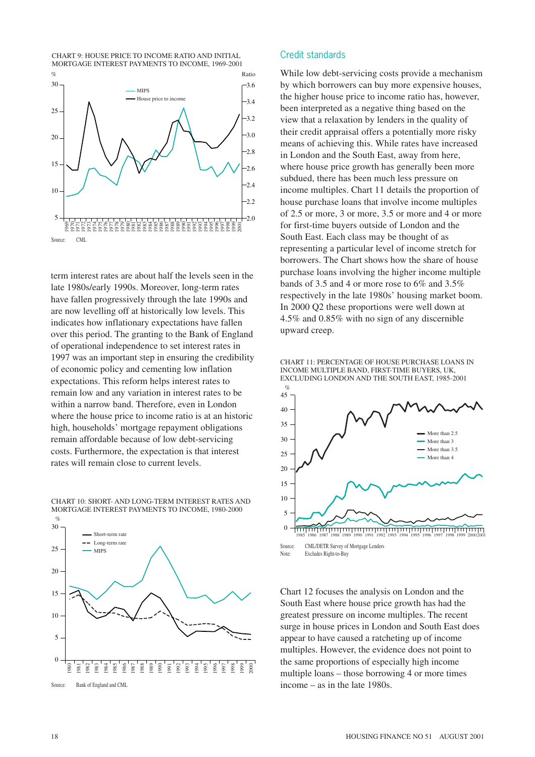CHART 9: HOUSE PRICE TO INCOME RATIO AND INITIAL MORTGAGE INTEREST PAYMENTS TO INCOME, 1969-2001

Source: CML

term interest rates are about half the levels seen in the late 1980s/early 1990s. Moreover, long-term rates have fallen progressively through the late 1990s and are now levelling off at historically low levels. This indicates how inflationary expectations have fallen over this period. The granting to the Bank of England of operational independence to set interest rates in 1997 was an important step in ensuring the credibility of economic policy and cementing low inflation expectations. This reform helps interest rates to remain low and any variation in interest rates to be within a narrow band. Therefore, even in London where the house price to income ratio is at an historic high, households' mortgage repayment obligations remain affordable because of low debt-servicing costs. Furthermore, the expectation is that interest rates will remain close to current levels.

CHART 10: SHORT- AND LONG-TERM INTEREST RATES AND MORTGAGE INTEREST PAYMENTS TO INCOME, 1980-2000

Source: Bank of England and CML

## Credit standards

While low debt-servicing costs provide a mechanism by which borrowers can buy more expensive houses, the higher house price to income ratio has, however, been interpreted as a negative thing based on the view that a relaxation by lenders in the quality of their credit appraisal offers a potentially more risky means of achieving this. While rates have increased in London and the South East, away from here, where house price growth has generally been more subdued, there has been much less pressure on income multiples. Chart 11 details the proportion of house purchase loans that involve income multiples of 2.5 or more, 3 or more, 3.5 or more and 4 or more for first-time buyers outside of London and the South East. Each class may be thought of as representing a particular level of income stretch for borrowers. The Chart shows how the share of house purchase loans involving the higher income multiple bands of 3.5 and 4 or more rose to 6% and 3.5% respectively in the late 1980s' housing market boom. In 2000 Q2 these proportions were well down at 4.5% and 0.85% with no sign of any discernible upward creep.

CHART 11: PERCENTAGE OF HOUSE PURCHASE LOANS IN INCOME MULTIPLE BAND, FIRST-TIME BUYERS, UK, EXCLUDING LONDON AND THE SOUTH EAST, 1985-2001

Source: CML/DETR Survey of Mortgage Lenders
Note: Excludes Right-to-Buy

Chart 12 focuses the analysis on London and the South East where house price growth has had the greatest pressure on income multiples. The recent surge in house prices in London and South East does appear to have caused a ratcheting up of income multiples. However, the evidence does not point to the same proportions of especially high income multiple loans – those borrowing 4 or more times income – as in the late 1980s.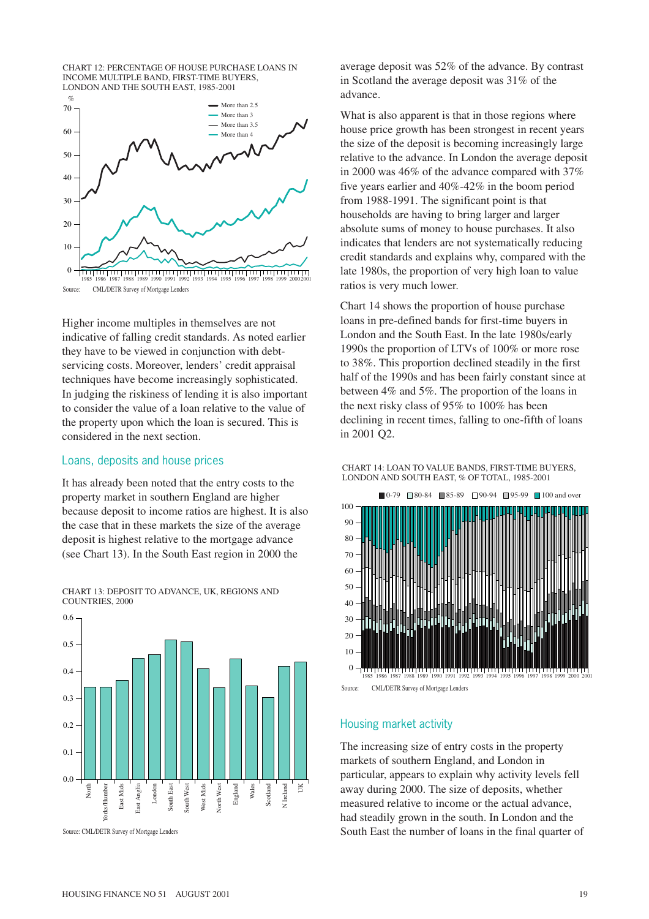CHART 12: PERCENTAGE OF HOUSE PURCHASE LOANS IN INCOME MULTIPLE BAND, FIRST-TIME BUYERS, LONDON AND THE SOUTH EAST, 1985-2001

Source: CML/DETR Survey of Mortgage Lenders

Higher income multiples in themselves are not indicative of falling credit standards. As noted earlier they have to be viewed in conjunction with debt-servicing costs. Moreover, lenders' credit appraisal techniques have become increasingly sophisticated. In judging the riskiness of lending it is also important to consider the value of a loan relative to the value of the property upon which the loan is secured. This is considered in the next section.

## Loans, deposits and house prices

It has already been noted that the entry costs to the property market in southern England are higher because deposit to income ratios are highest. It is also the case that in these markets the size of the average deposit is highest relative to the mortgage advance (see Chart 13). In the South East region in 2000 the average deposit was 52% of the advance. By contrast in Scotland the average deposit was 31% of the advance.

CHART 13: DEPOSIT TO ADVANCE, UK, REGIONS AND COUNTRIES, 2000

Source: CML/DETR Survey of Mortgage Lenders

What is also apparent is that in those regions where house price growth has been strongest in recent years the size of the deposit is becoming increasingly large relative to the advance. In London the average deposit in 2000 was 46% of the advance compared with 37% five years earlier and 40%-42% in the boom period from 1988-1991. The significant point is that households are having to bring larger and larger absolute sums of money to house purchases. It also indicates that lenders are not systematically reducing credit standards and explains why, compared with the late 1980s, the proportion of very high loan to value ratios is very much lower.

Chart 14 shows the proportion of house purchase loans in pre-defined bands for first-time buyers in London and the South East. In the late 1980s/early 1990s the proportion of LTVs of 100% or more rose to 38%. This proportion declined steadily in the first half of the 1990s and has been fairly constant since at between 4% and 5%. The proportion of the loans in the next risky class of 95% to 100% has been declining in recent times, falling to one-fifth of loans in 2001 Q2.

CHART 14: LOAN TO VALUE BANDS, FIRST-TIME BUYERS, LONDON AND SOUTH EAST, % OF TOTAL, 1985-2001

Source: CML/DETR Survey of Mortgage Lenders

## Housing market activity

The increasing size of entry costs in the property markets of southern England, and London in particular, appears to explain why activity levels fell away during 2000. The size of deposits, whether measured relative to income or the actual advance, had steadily grown in the south. In London and the South East the number of loans in the final quarter of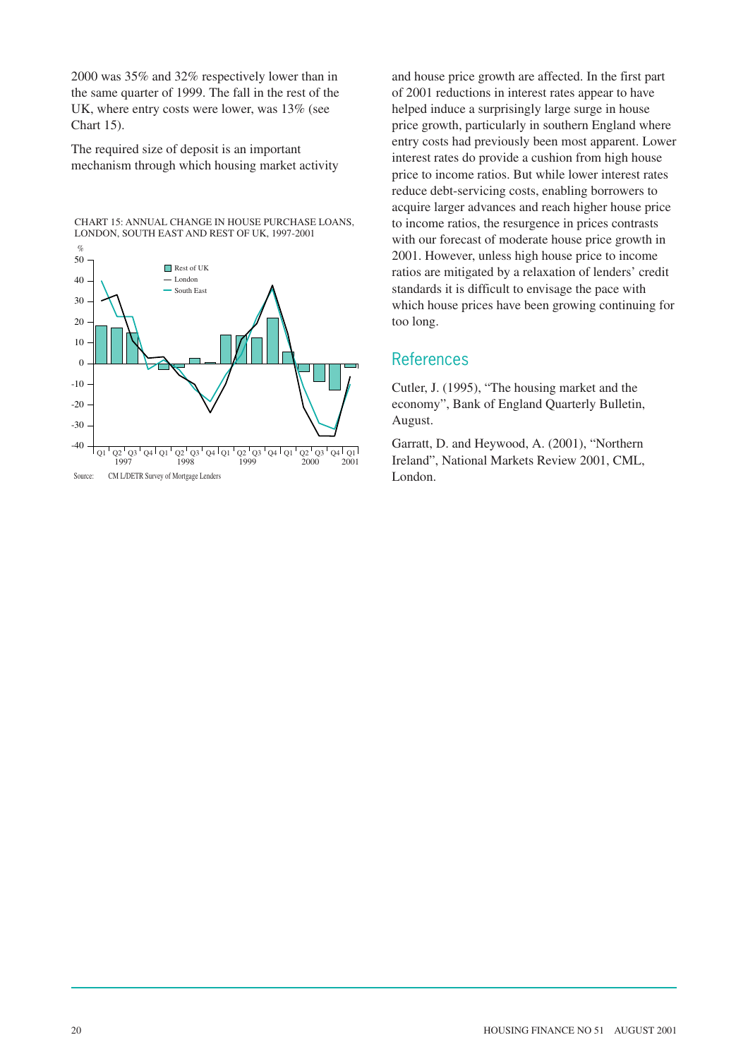2000 was 35% and 32% respectively lower than in the same quarter of 1999. The fall in the rest of the UK, where entry costs were lower, was 13% (see Chart 15).

The required size of deposit is an important mechanism through which housing market activity and house price growth are affected. In the first part of 2001 reductions in interest rates appear to have helped induce a surprisingly large surge in house price growth, particularly in southern England where entry costs had previously been most apparent. Lower interest rates do provide a cushion from high house price to income ratios. But while lower interest rates reduce debt-servicing costs, enabling borrowers to acquire larger advances and reach higher house price to income ratios, the resurgence in prices contrasts with our forecast of moderate house price growth in 2001. However, unless high house price to income ratios are mitigated by a relaxation of lenders' credit standards it is difficult to envisage the pace with which house prices have been growing continuing for too long.

CHART 15: ANNUAL CHANGE IN HOUSE PURCHASE LOANS, LONDON, SOUTH EAST AND REST OF UK, 1997-2001

%

50
40
30
20
10
0
-10
-20
-30
-40

Rest of UK
London
South East

Q1 Q2 Q3 Q4 Q1 Q2 Q3 Q4 Q1 Q2 Q3 Q4 Q1 Q2 Q3 Q4 Q1

1997 1998 1999 2000 2001

Source: CML/DETR Survey of Mortgage Lenders

## References

Cutler, J. (1995), "The housing market and the economy", Bank of England Quarterly Bulletin, August.

Garratt, D. and Heywood, A. (2001), "Northern Ireland", National Markets Review 2001, CML, London.